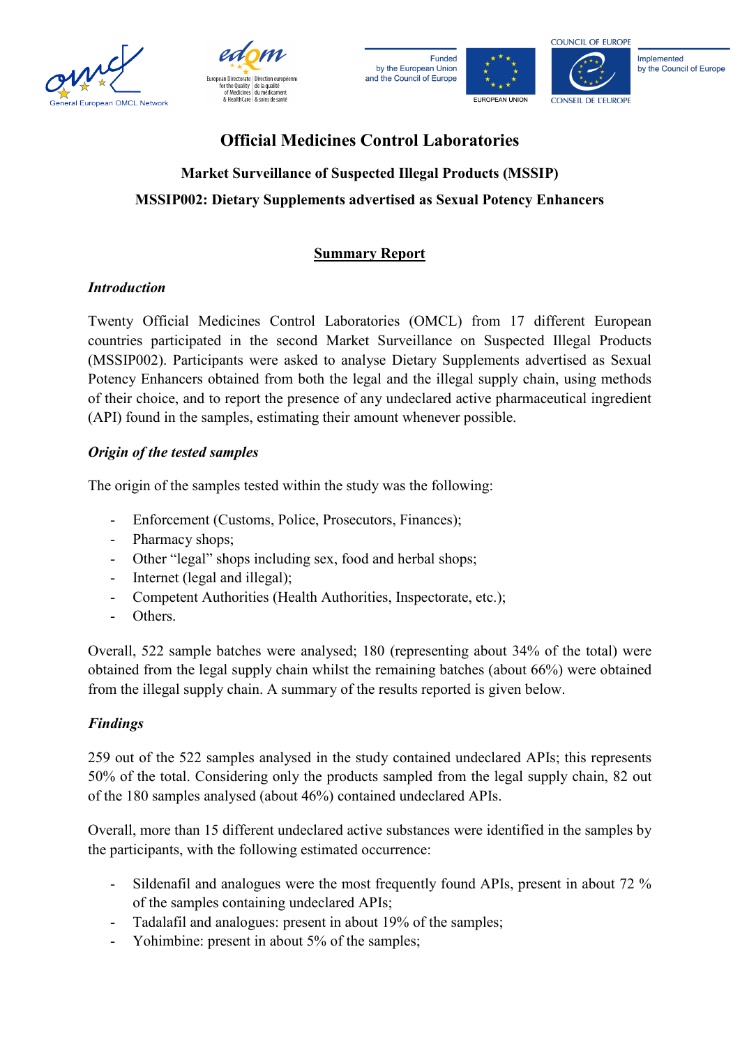# Official Medicines Control Laboratories

## Market Surveillance of Suspected Illegal Products (MSSIP)

## MSSIP002: Dietary Supplements advertised as Sexual Potency Enhancers

### <u>Summary Report</u>

***Introduction***

Twenty Official Medicines Control Laboratories (OMCL) from 17 different European countries participated in the second Market Surveillance on Suspected Illegal Products (MSSIP002). Participants were asked to analyse Dietary Supplements advertised as Sexual Potency Enhancers obtained from both the legal and the illegal supply chain, using methods of their choice, and to report the presence of any undeclared active pharmaceutical ingredient (API) found in the samples, estimating their amount whenever possible.

***Origin of the tested samples***

The origin of the samples tested within the study was the following:

- Enforcement (Customs, Police, Prosecutors, Finances);
- Pharmacy shops;
- Other "legal" shops including sex, food and herbal shops;
- Internet (legal and illegal);
- Competent Authorities (Health Authorities, Inspectorate, etc.);
- Others.

Overall, 522 sample batches were analysed; 180 (representing about 34% of the total) were obtained from the legal supply chain whilst the remaining batches (about 66%) were obtained from the illegal supply chain. A summary of the results reported is given below.

***Findings***

259 out of the 522 samples analysed in the study contained undeclared APIs; this represents 50% of the total. Considering only the products sampled from the legal supply chain, 82 out of the 180 samples analysed (about 46%) contained undeclared APIs.

Overall, more than 15 different undeclared active substances were identified in the samples by the participants, with the following estimated occurrence:

- Sildenafil and analogues were the most frequently found APIs, present in about 72 % of the samples containing undeclared APIs;
- Tadalafil and analogues: present in about 19% of the samples;
- Yohimbine: present in about 5% of the samples;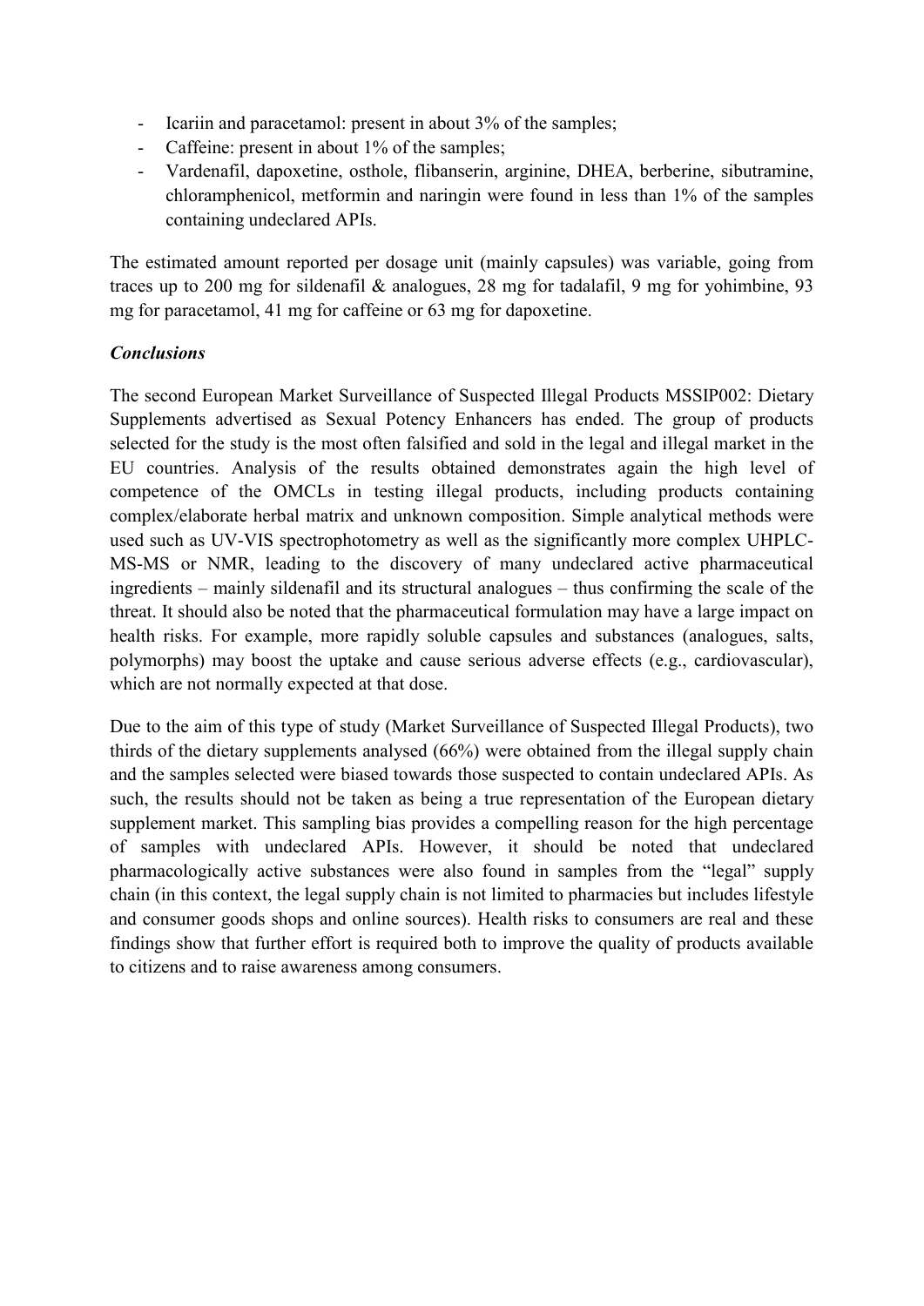- Icariin and paracetamol: present in about 3% of the samples;
- Caffeine: present in about 1% of the samples;
- Vardenafil, dapoxetine, osthole, flibanserin, arginine, DHEA, berberine, sibutramine, chloramphenicol, metformin and naringin were found in less than 1% of the samples containing undeclared APIs.

The estimated amount reported per dosage unit (mainly capsules) was variable, going from traces up to 200 mg for sildenafil & analogues, 28 mg for tadalafil, 9 mg for yohimbine, 93 mg for paracetamol, 41 mg for caffeine or 63 mg for dapoxetine.

### *Conclusions*

The second European Market Surveillance of Suspected Illegal Products MSSIP002: Dietary Supplements advertised as Sexual Potency Enhancers has ended. The group of products selected for the study is the most often falsified and sold in the legal and illegal market in the EU countries. Analysis of the results obtained demonstrates again the high level of competence of the OMCLs in testing illegal products, including products containing complex/elaborate herbal matrix and unknown composition. Simple analytical methods were used such as UV-VIS spectrophotometry as well as the significantly more complex UHPLC-MS-MS or NMR, leading to the discovery of many undeclared active pharmaceutical ingredients – mainly sildenafil and its structural analogues – thus confirming the scale of the threat. It should also be noted that the pharmaceutical formulation may have a large impact on health risks. For example, more rapidly soluble capsules and substances (analogues, salts, polymorphs) may boost the uptake and cause serious adverse effects (e.g., cardiovascular), which are not normally expected at that dose.

Due to the aim of this type of study (Market Surveillance of Suspected Illegal Products), two thirds of the dietary supplements analysed (66%) were obtained from the illegal supply chain and the samples selected were biased towards those suspected to contain undeclared APIs. As such, the results should not be taken as being a true representation of the European dietary supplement market. This sampling bias provides a compelling reason for the high percentage of samples with undeclared APIs. However, it should be noted that undeclared pharmacologically active substances were also found in samples from the "legal" supply chain (in this context, the legal supply chain is not limited to pharmacies but includes lifestyle and consumer goods shops and online sources). Health risks to consumers are real and these findings show that further effort is required both to improve the quality of products available to citizens and to raise awareness among consumers.